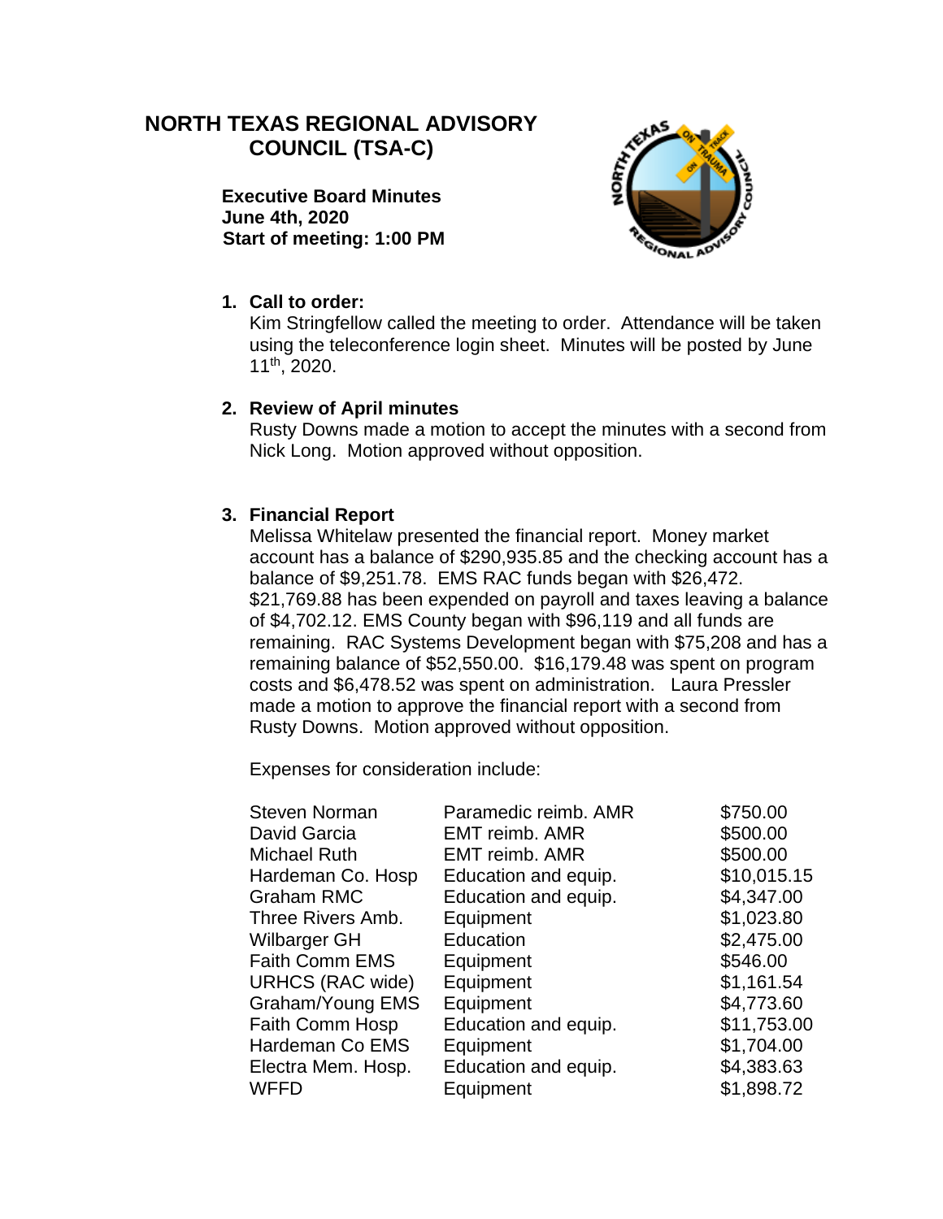# NORTH TEXAS REGIONAL ADVISORY COUNCIL (TSA-C)

**Executive Board Minutes**
**June 4th, 2020**
**Start of meeting: 1:00 PM**

1. **Call to order:**
   Kim Stringfellow called the meeting to order. Attendance will be taken using the teleconference login sheet. Minutes will be posted by June 11th, 2020.

2. **Review of April minutes**
   Rusty Downs made a motion to accept the minutes with a second from Nick Long. Motion approved without opposition.

3. **Financial Report**
   Melissa Whitelaw presented the financial report. Money market account has a balance of $290,935.85 and the checking account has a balance of $9,251.78. EMS RAC funds began with $26,472. $21,769.88 has been expended on payroll and taxes leaving a balance of $4,702.12. EMS County began with $96,119 and all funds are remaining. RAC Systems Development began with $75,208 and has a remaining balance of $52,550.00. $16,179.48 was spent on program costs and $6,478.52 was spent on administration. Laura Pressler made a motion to approve the financial report with a second from Rusty Downs. Motion approved without opposition.

   Expenses for consideration include:

| | | |
|---|---|---|
| Steven Norman | Paramedic reimb. AMR | $750.00 |
| David Garcia | EMT reimb. AMR | $500.00 |
| Michael Ruth | EMT reimb. AMR | $500.00 |
| Hardeman Co. Hosp | Education and equip. | $10,015.15 |
| Graham RMC | Education and equip. | $4,347.00 |
| Three Rivers Amb. | Equipment | $1,023.80 |
| Wilbarger GH | Education | $2,475.00 |
| Faith Comm EMS | Equipment | $546.00 |
| URHCS (RAC wide) | Equipment | $1,161.54 |
| Graham/Young EMS | Equipment | $4,773.60 |
| Faith Comm Hosp | Education and equip. | $11,753.00 |
| Hardeman Co EMS | Equipment | $1,704.00 |
| Electra Mem. Hosp. | Education and equip. | $4,383.63 |
| WFFD | Equipment | $1,898.72 |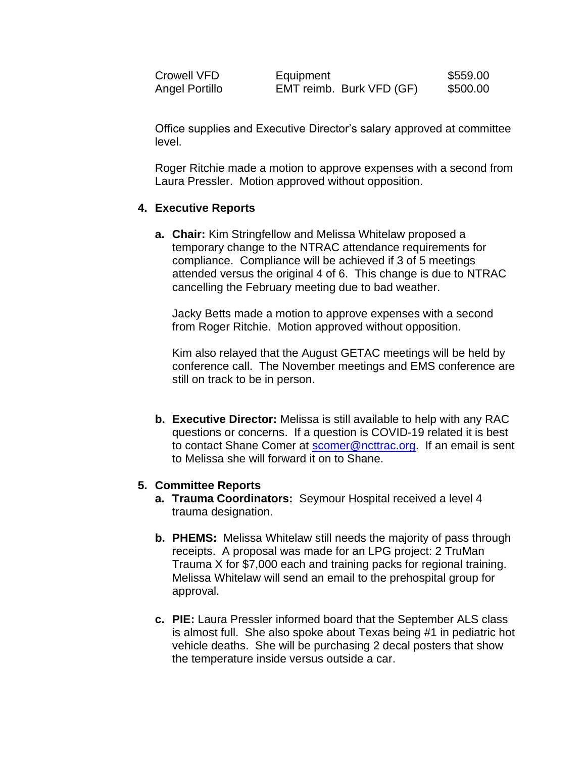| | | |
|---|---|---|
| Crowell VFD | Equipment | $559.00 |
| Angel Portillo | EMT reimb. Burk VFD (GF) | $500.00 |

Office supplies and Executive Director's salary approved at committee level.

Roger Ritchie made a motion to approve expenses with a second from Laura Pressler. Motion approved without opposition.

4. **Executive Reports**

   a. **Chair:** Kim Stringfellow and Melissa Whitelaw proposed a temporary change to the NTRAC attendance requirements for compliance. Compliance will be achieved if 3 of 5 meetings attended versus the original 4 of 6. This change is due to NTRAC cancelling the February meeting due to bad weather.

      Jacky Betts made a motion to approve expenses with a second from Roger Ritchie. Motion approved without opposition.

      Kim also relayed that the August GETAC meetings will be held by conference call. The November meetings and EMS conference are still on track to be in person.

   b. **Executive Director:** Melissa is still available to help with any RAC questions or concerns. If a question is COVID-19 related it is best to contact Shane Comer at scomer@ncttrac.org. If an email is sent to Melissa she will forward it on to Shane.

5. **Committee Reports**

   a. **Trauma Coordinators:** Seymour Hospital received a level 4 trauma designation.

   b. **PHEMS:** Melissa Whitelaw still needs the majority of pass through receipts. A proposal was made for an LPG project: 2 TruMan Trauma X for $7,000 each and training packs for regional training. Melissa Whitelaw will send an email to the prehospital group for approval.

   c. **PIE:** Laura Pressler informed board that the September ALS class is almost full. She also spoke about Texas being #1 in pediatric hot vehicle deaths. She will be purchasing 2 decal posters that show the temperature inside versus outside a car.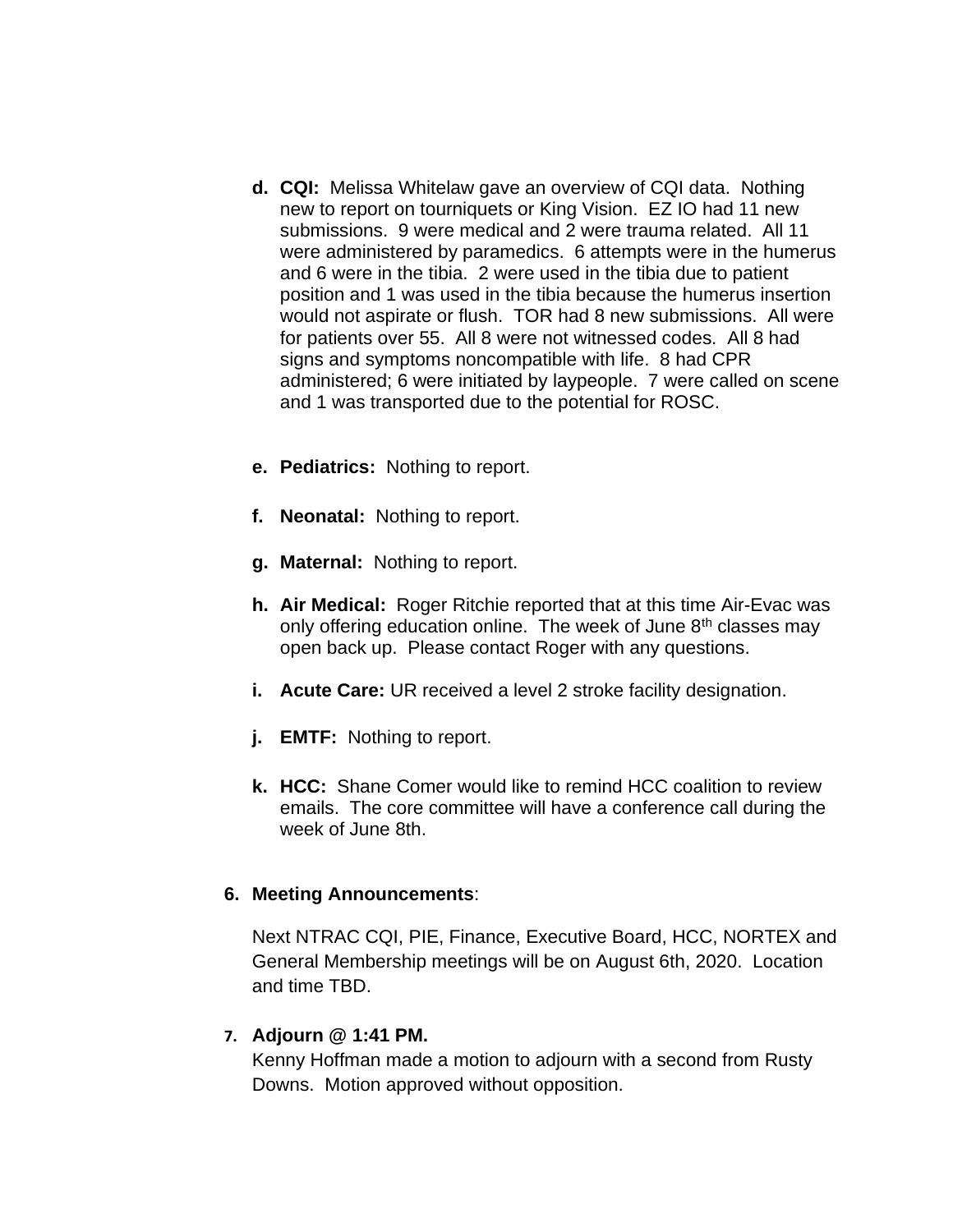d. **CQI:** Melissa Whitelaw gave an overview of CQI data. Nothing new to report on tourniquets or King Vision. EZ IO had 11 new submissions. 9 were medical and 2 were trauma related. All 11 were administered by paramedics. 6 attempts were in the humerus and 6 were in the tibia. 2 were used in the tibia due to patient position and 1 was used in the tibia because the humerus insertion would not aspirate or flush. TOR had 8 new submissions. All were for patients over 55. All 8 were not witnessed codes. All 8 had signs and symptoms noncompatible with life. 8 had CPR administered; 6 were initiated by laypeople. 7 were called on scene and 1 was transported due to the potential for ROSC.

e. **Pediatrics:** Nothing to report.

f. **Neonatal:** Nothing to report.

g. **Maternal:** Nothing to report.

h. **Air Medical:** Roger Ritchie reported that at this time Air-Evac was only offering education online. The week of June 8th classes may open back up. Please contact Roger with any questions.

i. **Acute Care:** UR received a level 2 stroke facility designation.

j. **EMTF:** Nothing to report.

k. **HCC:** Shane Comer would like to remind HCC coalition to review emails. The core committee will have a conference call during the week of June 8th.

6. **Meeting Announcements**:

   Next NTRAC CQI, PIE, Finance, Executive Board, HCC, NORTEX and General Membership meetings will be on August 6th, 2020. Location and time TBD.

7. **Adjourn @ 1:41 PM.**
   Kenny Hoffman made a motion to adjourn with a second from Rusty Downs. Motion approved without opposition.